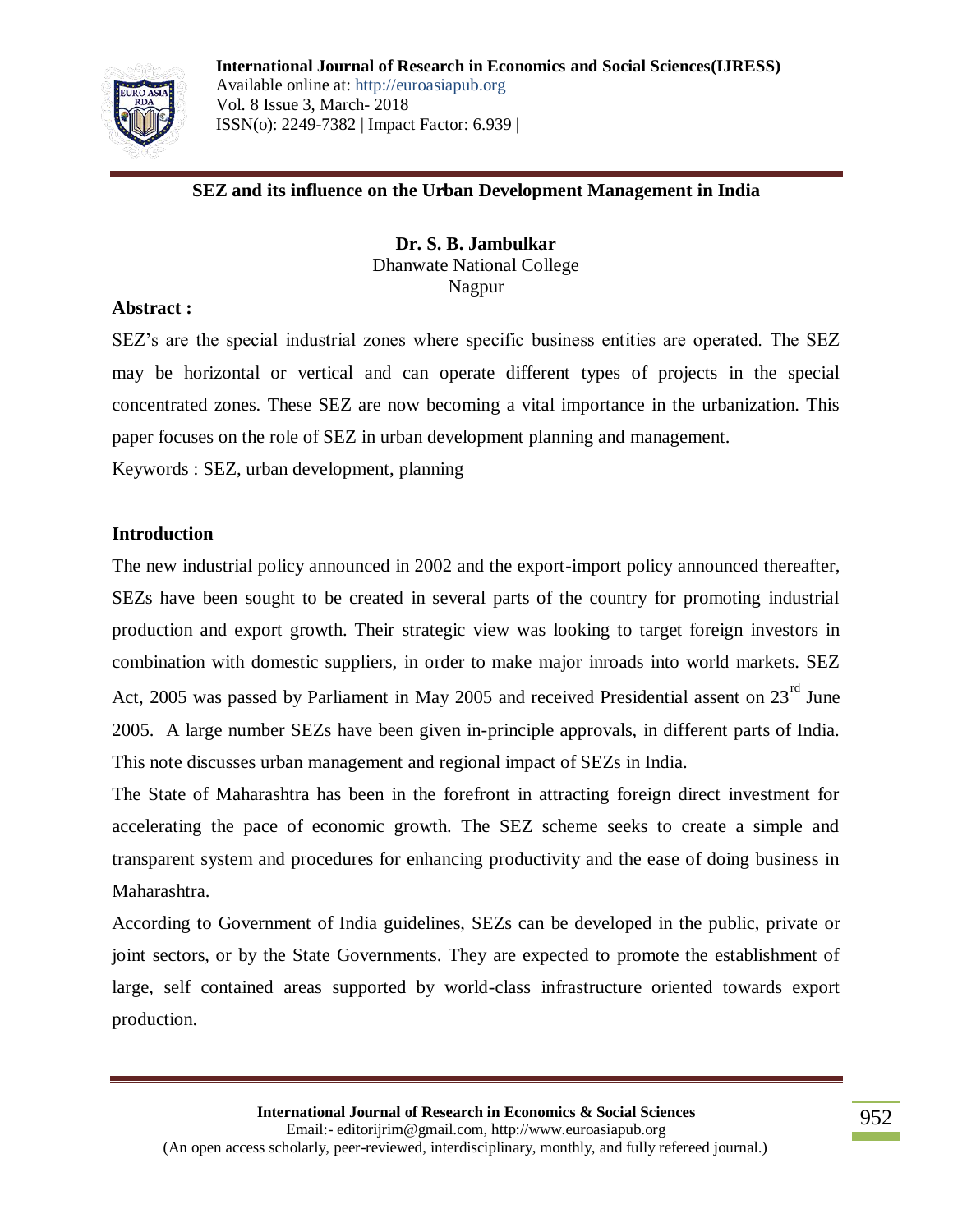## SEZ and its influence on the Urban Development Management in India

**Dr. S. B. Jambulkar**
Dhanwate National College
Nagpur

**Abstract :**

SEZ's are the special industrial zones where specific business entities are operated. The SEZ may be horizontal or vertical and can operate different types of projects in the special concentrated zones. These SEZ are now becoming a vital importance in the urbanization. This paper focuses on the role of SEZ in urban development planning and management.

Keywords : SEZ, urban development, planning

### Introduction

The new industrial policy announced in 2002 and the export-import policy announced thereafter, SEZs have been sought to be created in several parts of the country for promoting industrial production and export growth. Their strategic view was looking to target foreign investors in combination with domestic suppliers, in order to make major inroads into world markets. SEZ Act, 2005 was passed by Parliament in May 2005 and received Presidential assent on 23rd June 2005. A large number SEZs have been given in-principle approvals, in different parts of India. This note discusses urban management and regional impact of SEZs in India.

The State of Maharashtra has been in the forefront in attracting foreign direct investment for accelerating the pace of economic growth. The SEZ scheme seeks to create a simple and transparent system and procedures for enhancing productivity and the ease of doing business in Maharashtra.

According to Government of India guidelines, SEZs can be developed in the public, private or joint sectors, or by the State Governments. They are expected to promote the establishment of large, self contained areas supported by world-class infrastructure oriented towards export production.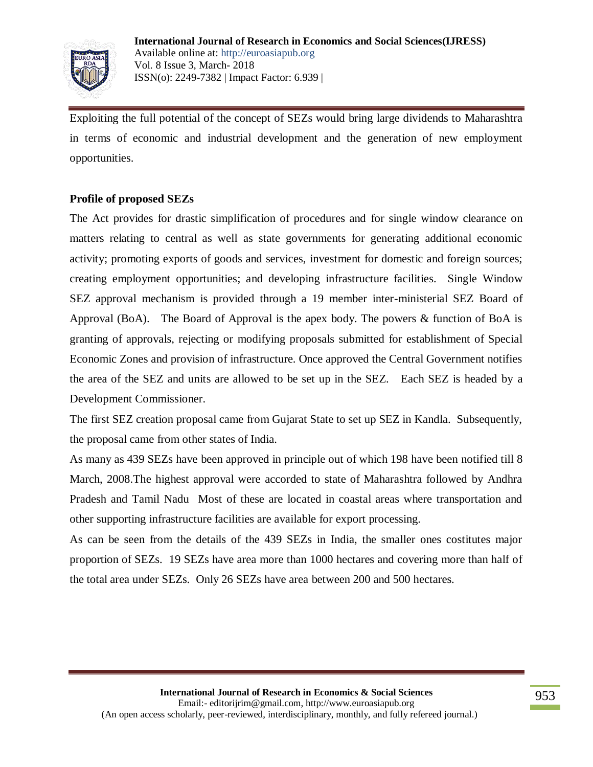Exploiting the full potential of the concept of SEZs would bring large dividends to Maharashtra in terms of economic and industrial development and the generation of new employment opportunities.

**Profile of proposed SEZs**

The Act provides for drastic simplification of procedures and for single window clearance on matters relating to central as well as state governments for generating additional economic activity; promoting exports of goods and services, investment for domestic and foreign sources; creating employment opportunities; and developing infrastructure facilities. Single Window SEZ approval mechanism is provided through a 19 member inter-ministerial SEZ Board of Approval (BoA). The Board of Approval is the apex body. The powers & function of BoA is granting of approvals, rejecting or modifying proposals submitted for establishment of Special Economic Zones and provision of infrastructure. Once approved the Central Government notifies the area of the SEZ and units are allowed to be set up in the SEZ. Each SEZ is headed by a Development Commissioner.

The first SEZ creation proposal came from Gujarat State to set up SEZ in Kandla. Subsequently, the proposal came from other states of India.

As many as 439 SEZs have been approved in principle out of which 198 have been notified till 8 March, 2008.The highest approval were accorded to state of Maharashtra followed by Andhra Pradesh and Tamil Nadu Most of these are located in coastal areas where transportation and other supporting infrastructure facilities are available for export processing.

As can be seen from the details of the 439 SEZs in India, the smaller ones costitutes major proportion of SEZs. 19 SEZs have area more than 1000 hectares and covering more than half of the total area under SEZs. Only 26 SEZs have area between 200 and 500 hectares.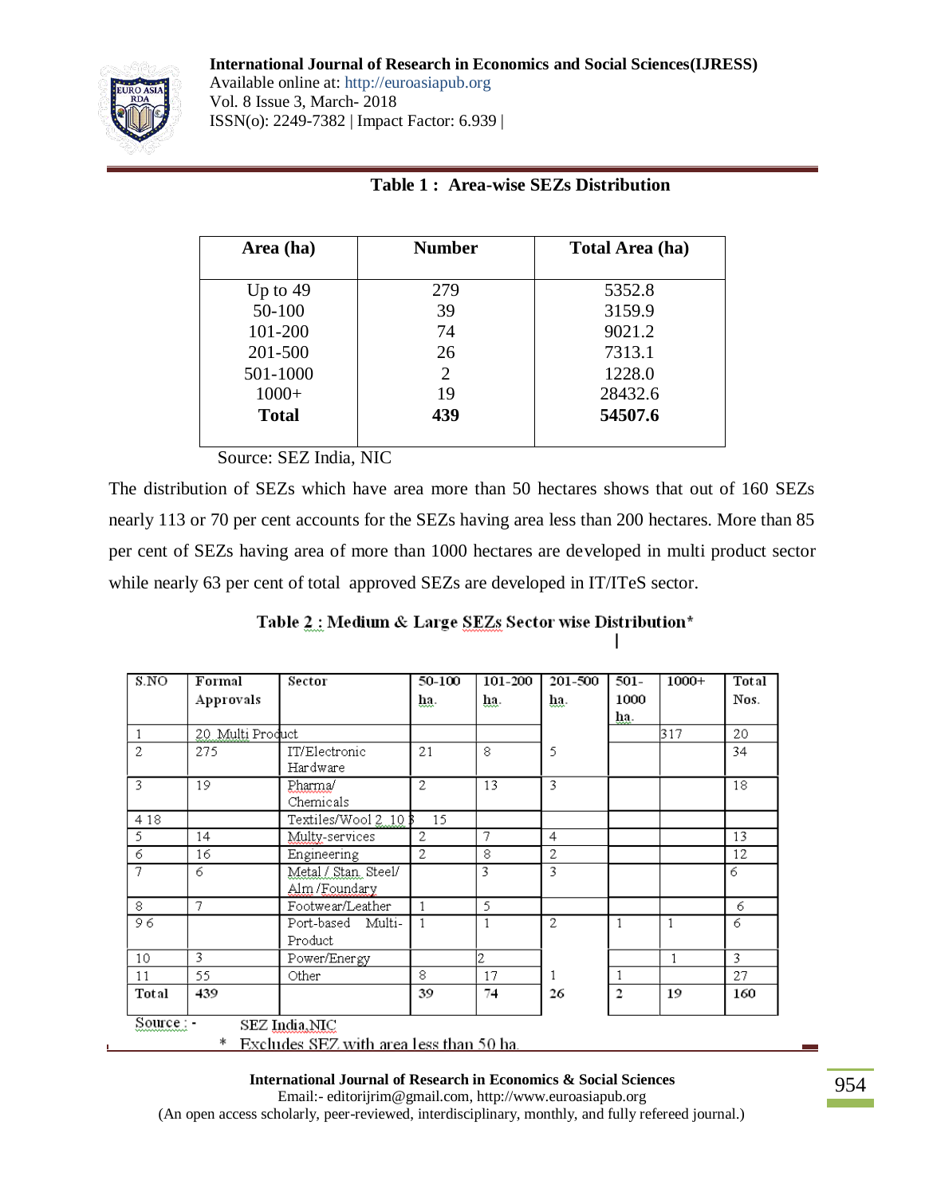**Table 1 : Area-wise SEZs Distribution**

| Area (ha) | Number | Total Area (ha) |
|---|---|---|
| Up to 49 | 279 | 5352.8 |
| 50-100 | 39 | 3159.9 |
| 101-200 | 74 | 9021.2 |
| 201-500 | 26 | 7313.1 |
| 501-1000 | 2 | 1228.0 |
| 1000+ | 19 | 28432.6 |
| **Total** | **439** | **54507.6** |

Source: SEZ India, NIC

The distribution of SEZs which have area more than 50 hectares shows that out of 160 SEZs nearly 113 or 70 per cent accounts for the SEZs having area less than 200 hectares. More than 85 per cent of SEZs having area of more than 1000 hectares are developed in multi product sector while nearly 63 per cent of total approved SEZs are developed in IT/ITeS sector.

**Table 2 : Medium & Large SEZs Sector wise Distribution***

| S.NO | Formal Approvals | Sector | 50-100 ha. | 101-200 ha. | 201-500 ha. | 501-1000 ha. | 1000+ | Total Nos. |
|---|---|---|---|---|---|---|---|---|
| 1 | 20 Multi Product | | | | | | 317 | 20 |
| 2 | 275 | IT/Electronic Hardware | 21 | 8 | 5 | | | 34 |
| 3 | 19 | Pharma/ Chemicals | 2 | 13 | 3 | | | 18 |
| 4 18 | | Textiles/Wool 2 10 3 | 15 | | | | | |
| 5 | 14 | Multy-services | 2 | 7 | 4 | | | 13 |
| 6 | 16 | Engineering | 2 | 8 | 2 | | | 12 |
| 7 | 6 | Metal / Stan. Steel/ Alm /Foundary | | 3 | 3 | | | 6 |
| 8 | 7 | Footwear/Leather | 1 | 5 | | | | 6 |
| 9 6 | | Port-based Multi-Product | 1 | 1 | 2 | 1 | 1 | 6 |
| 10 | 3 | Power/Energy | | 2 | | | 1 | 3 |
| 11 | 55 | Other | 8 | 17 | 1 | 1 | | 27 |
| Total | 439 | | 39 | 74 | 26 | 2 | 19 | 160 |

Source : - SEZ India,NIC

\* Excludes SEZ with area less than 50 ha.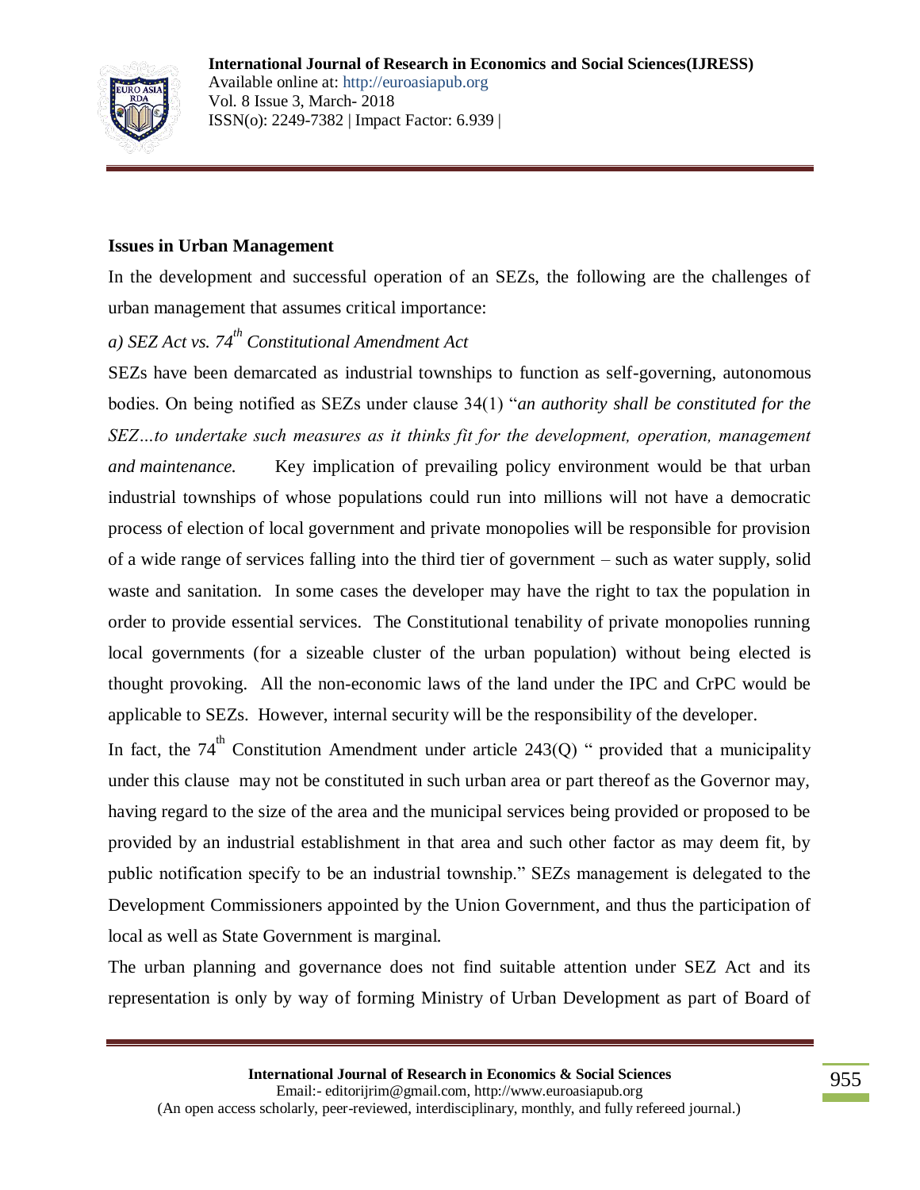### Issues in Urban Management

In the development and successful operation of an SEZs, the following are the challenges of urban management that assumes critical importance:

*a) SEZ Act vs. 74th Constitutional Amendment Act*

SEZs have been demarcated as industrial townships to function as self-governing, autonomous bodies. On being notified as SEZs under clause 34(1) "*an authority shall be constituted for the SEZ…to undertake such measures as it thinks fit for the development, operation, management and maintenance.* Key implication of prevailing policy environment would be that urban industrial townships of whose populations could run into millions will not have a democratic process of election of local government and private monopolies will be responsible for provision of a wide range of services falling into the third tier of government – such as water supply, solid waste and sanitation. In some cases the developer may have the right to tax the population in order to provide essential services. The Constitutional tenability of private monopolies running local governments (for a sizeable cluster of the urban population) without being elected is thought provoking. All the non-economic laws of the land under the IPC and CrPC would be applicable to SEZs. However, internal security will be the responsibility of the developer.

In fact, the 74th Constitution Amendment under article 243(Q) " provided that a municipality under this clause may not be constituted in such urban area or part thereof as the Governor may, having regard to the size of the area and the municipal services being provided or proposed to be provided by an industrial establishment in that area and such other factor as may deem fit, by public notification specify to be an industrial township." SEZs management is delegated to the Development Commissioners appointed by the Union Government, and thus the participation of local as well as State Government is marginal.

The urban planning and governance does not find suitable attention under SEZ Act and its representation is only by way of forming Ministry of Urban Development as part of Board of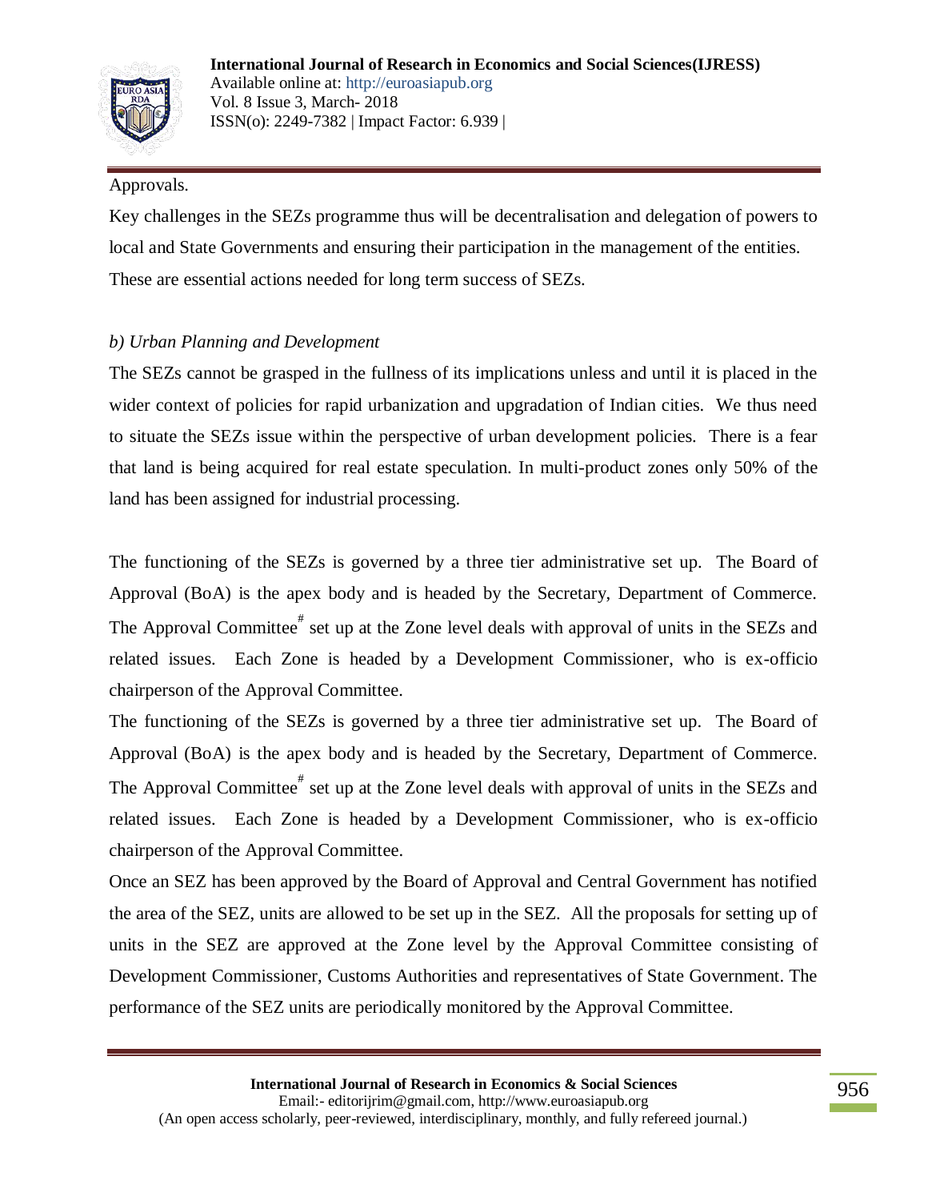Approvals.

Key challenges in the SEZs programme thus will be decentralisation and delegation of powers to local and State Governments and ensuring their participation in the management of the entities. These are essential actions needed for long term success of SEZs.

*b) Urban Planning and Development*

The SEZs cannot be grasped in the fullness of its implications unless and until it is placed in the wider context of policies for rapid urbanization and upgradation of Indian cities. We thus need to situate the SEZs issue within the perspective of urban development policies. There is a fear that land is being acquired for real estate speculation. In multi-product zones only 50% of the land has been assigned for industrial processing.

The functioning of the SEZs is governed by a three tier administrative set up. The Board of Approval (BoA) is the apex body and is headed by the Secretary, Department of Commerce. The Approval Committee[#] set up at the Zone level deals with approval of units in the SEZs and related issues. Each Zone is headed by a Development Commissioner, who is ex-officio chairperson of the Approval Committee.

The functioning of the SEZs is governed by a three tier administrative set up. The Board of Approval (BoA) is the apex body and is headed by the Secretary, Department of Commerce. The Approval Committee[#] set up at the Zone level deals with approval of units in the SEZs and related issues. Each Zone is headed by a Development Commissioner, who is ex-officio chairperson of the Approval Committee.

Once an SEZ has been approved by the Board of Approval and Central Government has notified the area of the SEZ, units are allowed to be set up in the SEZ. All the proposals for setting up of units in the SEZ are approved at the Zone level by the Approval Committee consisting of Development Commissioner, Customs Authorities and representatives of State Government. The performance of the SEZ units are periodically monitored by the Approval Committee.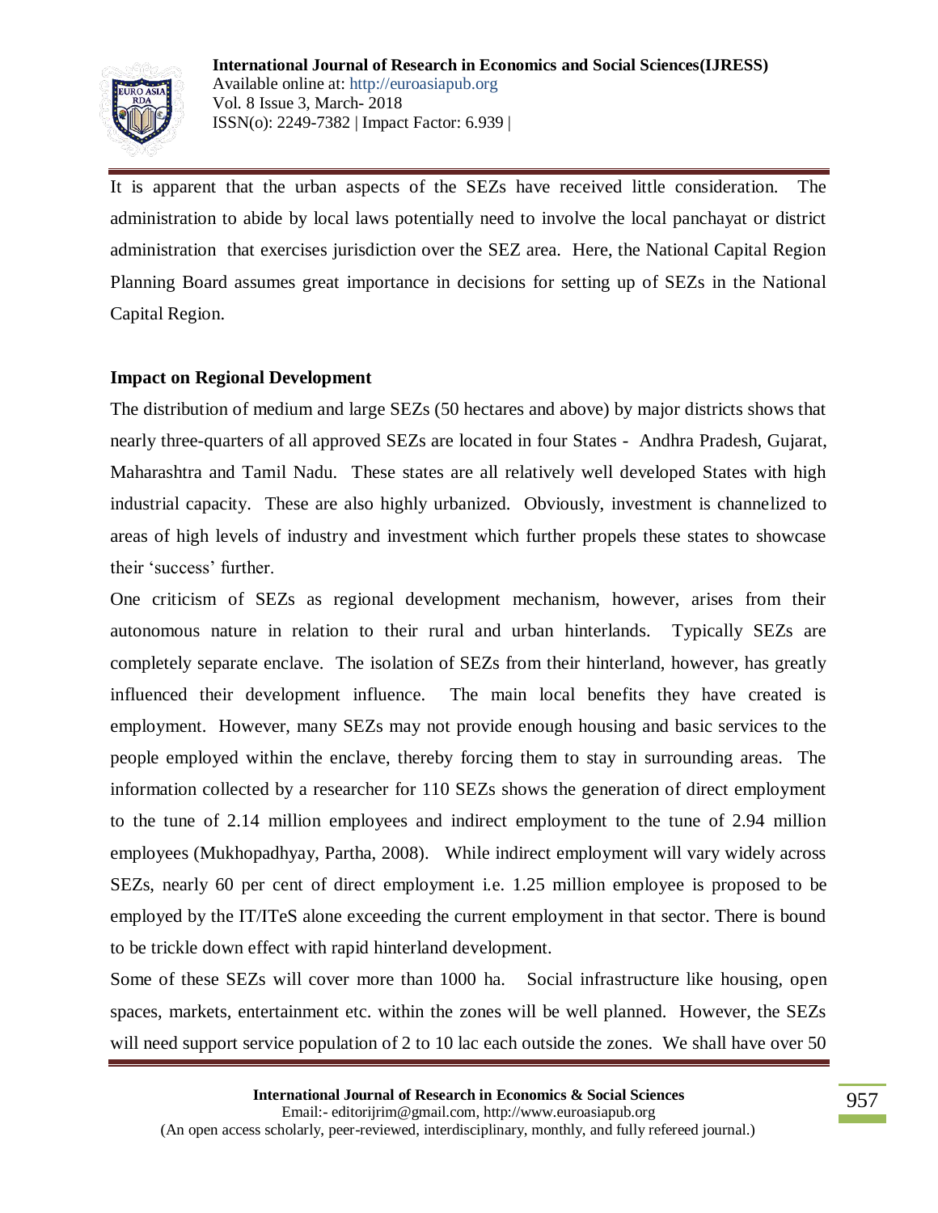It is apparent that the urban aspects of the SEZs have received little consideration. The administration to abide by local laws potentially need to involve the local panchayat or district administration that exercises jurisdiction over the SEZ area. Here, the National Capital Region Planning Board assumes great importance in decisions for setting up of SEZs in the National Capital Region.

**Impact on Regional Development**

The distribution of medium and large SEZs (50 hectares and above) by major districts shows that nearly three-quarters of all approved SEZs are located in four States - Andhra Pradesh, Gujarat, Maharashtra and Tamil Nadu. These states are all relatively well developed States with high industrial capacity. These are also highly urbanized. Obviously, investment is channelized to areas of high levels of industry and investment which further propels these states to showcase their 'success' further.

One criticism of SEZs as regional development mechanism, however, arises from their autonomous nature in relation to their rural and urban hinterlands. Typically SEZs are completely separate enclave. The isolation of SEZs from their hinterland, however, has greatly influenced their development influence. The main local benefits they have created is employment. However, many SEZs may not provide enough housing and basic services to the people employed within the enclave, thereby forcing them to stay in surrounding areas. The information collected by a researcher for 110 SEZs shows the generation of direct employment to the tune of 2.14 million employees and indirect employment to the tune of 2.94 million employees (Mukhopadhyay, Partha, 2008). While indirect employment will vary widely across SEZs, nearly 60 per cent of direct employment i.e. 1.25 million employee is proposed to be employed by the IT/ITeS alone exceeding the current employment in that sector. There is bound to be trickle down effect with rapid hinterland development.

Some of these SEZs will cover more than 1000 ha. Social infrastructure like housing, open spaces, markets, entertainment etc. within the zones will be well planned. However, the SEZs will need support service population of 2 to 10 lac each outside the zones. We shall have over 50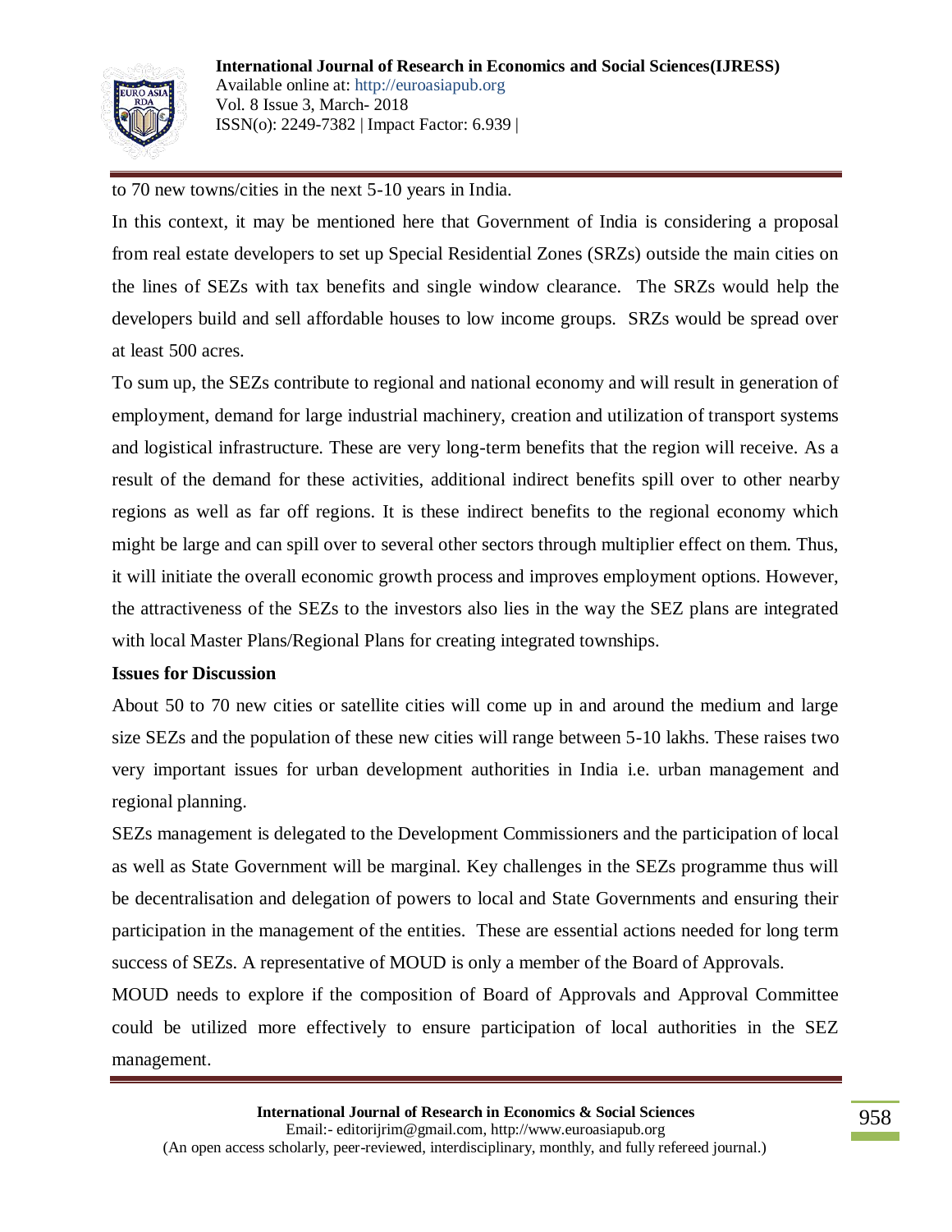to 70 new towns/cities in the next 5-10 years in India.

In this context, it may be mentioned here that Government of India is considering a proposal from real estate developers to set up Special Residential Zones (SRZs) outside the main cities on the lines of SEZs with tax benefits and single window clearance. The SRZs would help the developers build and sell affordable houses to low income groups. SRZs would be spread over at least 500 acres.

To sum up, the SEZs contribute to regional and national economy and will result in generation of employment, demand for large industrial machinery, creation and utilization of transport systems and logistical infrastructure. These are very long-term benefits that the region will receive. As a result of the demand for these activities, additional indirect benefits spill over to other nearby regions as well as far off regions. It is these indirect benefits to the regional economy which might be large and can spill over to several other sectors through multiplier effect on them. Thus, it will initiate the overall economic growth process and improves employment options. However, the attractiveness of the SEZs to the investors also lies in the way the SEZ plans are integrated with local Master Plans/Regional Plans for creating integrated townships.

**Issues for Discussion**

About 50 to 70 new cities or satellite cities will come up in and around the medium and large size SEZs and the population of these new cities will range between 5-10 lakhs. These raises two very important issues for urban development authorities in India i.e. urban management and regional planning.

SEZs management is delegated to the Development Commissioners and the participation of local as well as State Government will be marginal. Key challenges in the SEZs programme thus will be decentralisation and delegation of powers to local and State Governments and ensuring their participation in the management of the entities. These are essential actions needed for long term success of SEZs. A representative of MOUD is only a member of the Board of Approvals.

MOUD needs to explore if the composition of Board of Approvals and Approval Committee could be utilized more effectively to ensure participation of local authorities in the SEZ management.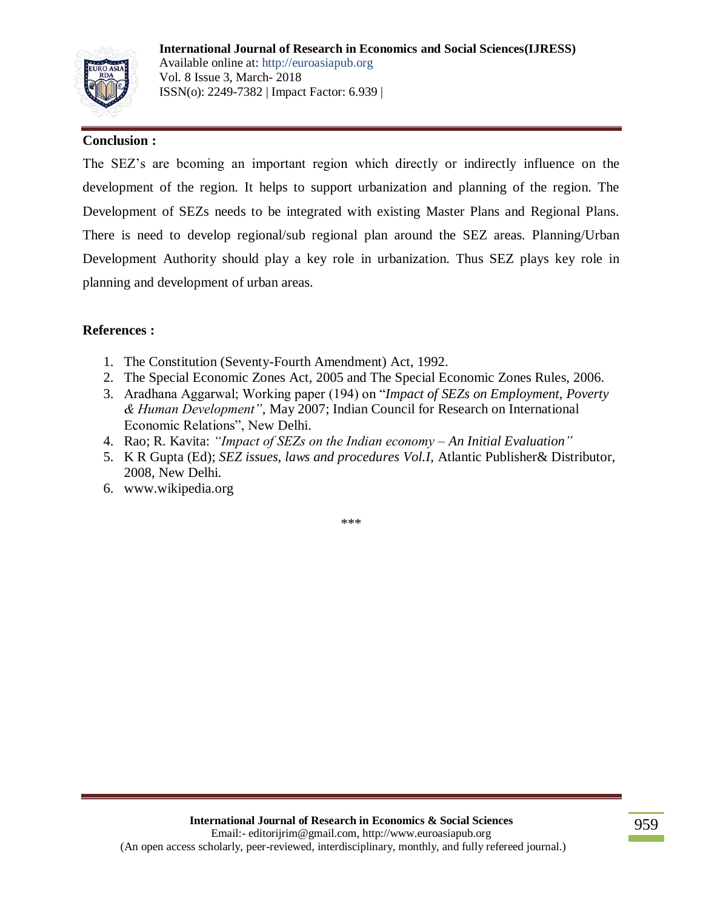**Conclusion :**

The SEZ's are bcoming an important region which directly or indirectly influence on the development of the region. It helps to support urbanization and planning of the region. The Development of SEZs needs to be integrated with existing Master Plans and Regional Plans. There is need to develop regional/sub regional plan around the SEZ areas. Planning/Urban Development Authority should play a key role in urbanization. Thus SEZ plays key role in planning and development of urban areas.

**References :**

1. The Constitution (Seventy-Fourth Amendment) Act, 1992.
2. The Special Economic Zones Act, 2005 and The Special Economic Zones Rules, 2006.
3. Aradhana Aggarwal; Working paper (194) on "*Impact of SEZs on Employment, Poverty & Human Development"*, May 2007; Indian Council for Research on International Economic Relations", New Delhi.
4. Rao; R. Kavita: *"Impact of SEZs on the Indian economy – An Initial Evaluation"*
5. K R Gupta (Ed); *SEZ issues, laws and procedures Vol.I*, Atlantic Publisher& Distributor, 2008, New Delhi.
6. www.wikipedia.org

\*\*\*